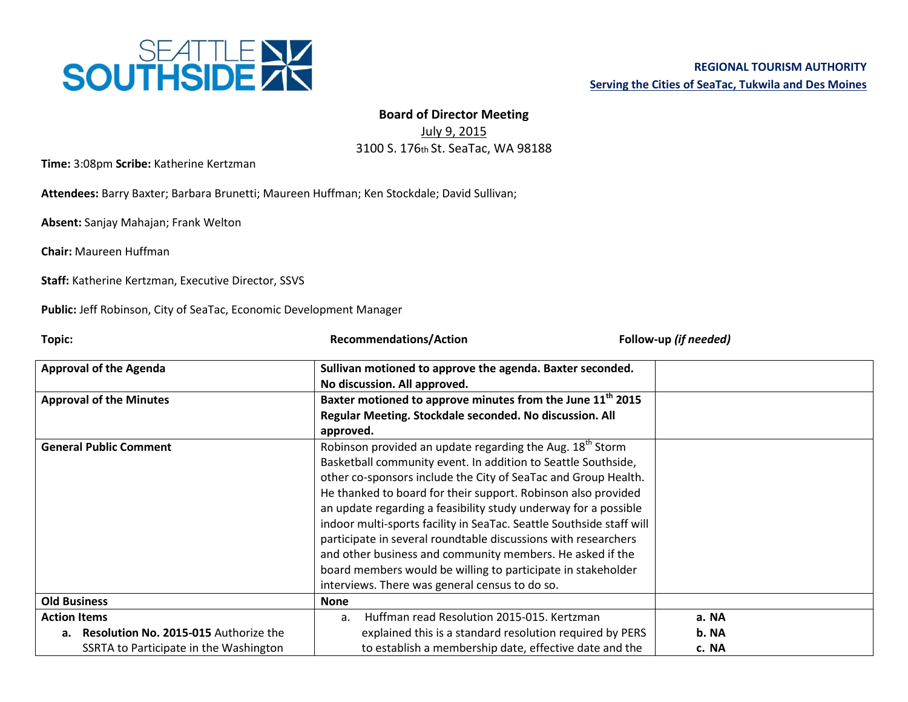**REGIONAL TOURISM AUTHORITY**

**Serving the Cities of SeaTac, Tukwila and Des Moines**

**Board of Director Meeting**

July 9, 2015

3100 S. 176th St. SeaTac, WA 98188

**Time:** 3:08pm **Scribe:** Katherine Kertzman

**Attendees:** Barry Baxter; Barbara Brunetti; Maureen Huffman; Ken Stockdale; David Sullivan;

**Absent:** Sanjay Mahajan; Frank Welton

**Chair:** Maureen Huffman

**Staff:** Katherine Kertzman, Executive Director, SSVS

**Public:** Jeff Robinson, City of SeaTac, Economic Development Manager

| Topic: | Recommendations/Action | Follow-up *(if needed)* |
|---|---|---|
| **Approval of the Agenda** | **Sullivan motioned to approve the agenda. Baxter seconded. No discussion. All approved.** | |
| **Approval of the Minutes** | **Baxter motioned to approve minutes from the June 11th 2015 Regular Meeting. Stockdale seconded. No discussion. All approved.** | |
| **General Public Comment** | Robinson provided an update regarding the Aug. 18th Storm Basketball community event. In addition to Seattle Southside, other co-sponsors include the City of SeaTac and Group Health. He thanked to board for their support. Robinson also provided an update regarding a feasibility study underway for a possible indoor multi-sports facility in SeaTac. Seattle Southside staff will participate in several roundtable discussions with researchers and other business and community members. He asked if the board members would be willing to participate in stakeholder interviews. There was general census to do so. | |
| **Old Business** | **None** | |
| **Action Items**<br>a. **Resolution No. 2015-015** Authorize the SSRTA to Participate in the Washington | a. Huffman read Resolution 2015-015. Kertzman explained this is a standard resolution required by PERS to establish a membership date, effective date and the | **a. NA**<br>**b. NA**<br>**c. NA** |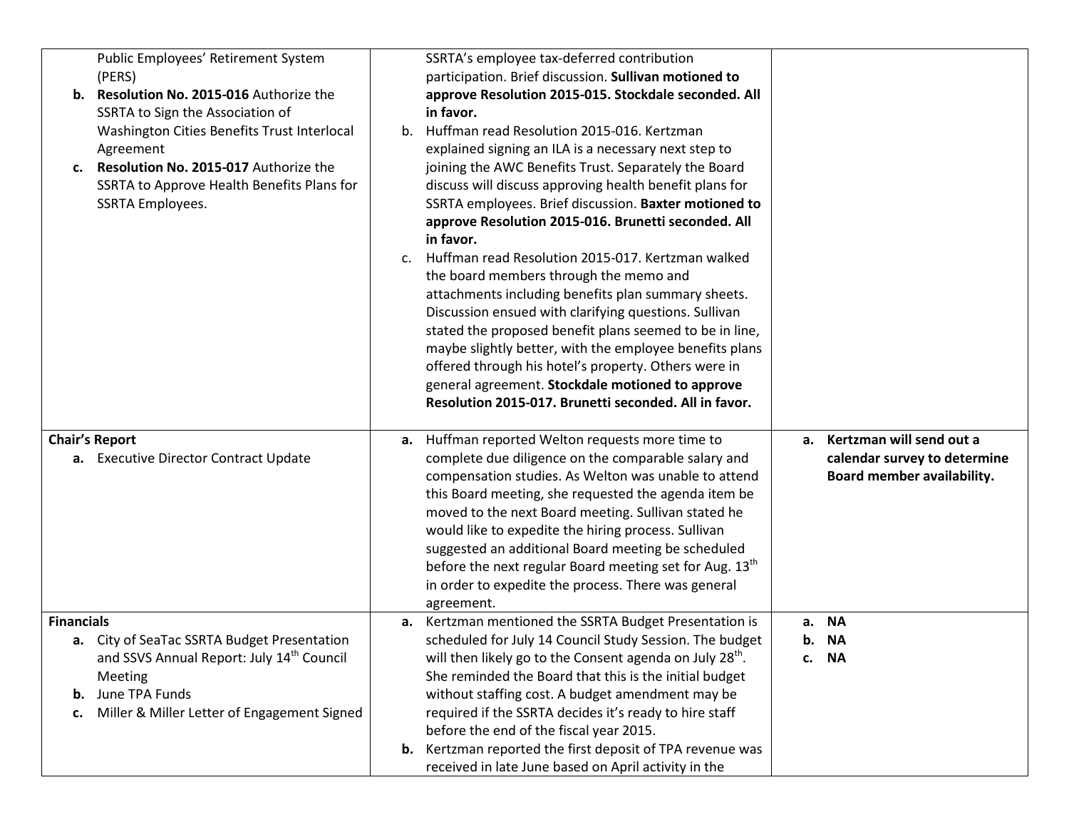| | | |
|---|---|---|
| Public Employees' Retirement System (PERS)<br>**b. Resolution No. 2015-016** Authorize the SSRTA to Sign the Association of Washington Cities Benefits Trust Interlocal Agreement<br>**c. Resolution No. 2015-017** Authorize the SSRTA to Approve Health Benefits Plans for SSRTA Employees. | SSRTA's employee tax-deferred contribution participation. Brief discussion. **Sullivan motioned to approve Resolution 2015-015. Stockdale seconded. All in favor.**<br>b. Huffman read Resolution 2015-016. Kertzman explained signing an ILA is a necessary next step to joining the AWC Benefits Trust. Separately the Board discuss will discuss approving health benefit plans for SSRTA employees. Brief discussion. **Baxter motioned to approve Resolution 2015-016. Brunetti seconded. All in favor.**<br>c. Huffman read Resolution 2015-017. Kertzman walked the board members through the memo and attachments including benefits plan summary sheets. Discussion ensued with clarifying questions. Sullivan stated the proposed benefit plans seemed to be in line, maybe slightly better, with the employee benefits plans offered through his hotel's property. Others were in general agreement. **Stockdale motioned to approve Resolution 2015-017. Brunetti seconded. All in favor.** | |
| **Chair's Report**<br>**a.** Executive Director Contract Update | **a.** Huffman reported Welton requests more time to complete due diligence on the comparable salary and compensation studies. As Welton was unable to attend this Board meeting, she requested the agenda item be moved to the next Board meeting. Sullivan stated he would like to expedite the hiring process. Sullivan suggested an additional Board meeting be scheduled before the next regular Board meeting set for Aug. 13th in order to expedite the process. There was general agreement. | **a. Kertzman will send out a calendar survey to determine Board member availability.** |
| **Financials**<br>**a.** City of SeaTac SSRTA Budget Presentation and SSVS Annual Report: July 14th Council Meeting<br>**b.** June TPA Funds<br>**c.** Miller & Miller Letter of Engagement Signed | **a.** Kertzman mentioned the SSRTA Budget Presentation is scheduled for July 14 Council Study Session. The budget will then likely go to the Consent agenda on July 28th. She reminded the Board that this is the initial budget without staffing cost. A budget amendment may be required if the SSRTA decides it's ready to hire staff before the end of the fiscal year 2015.<br>**b.** Kertzman reported the first deposit of TPA revenue was received in late June based on April activity in the | **a. NA**<br>**b. NA**<br>**c. NA** |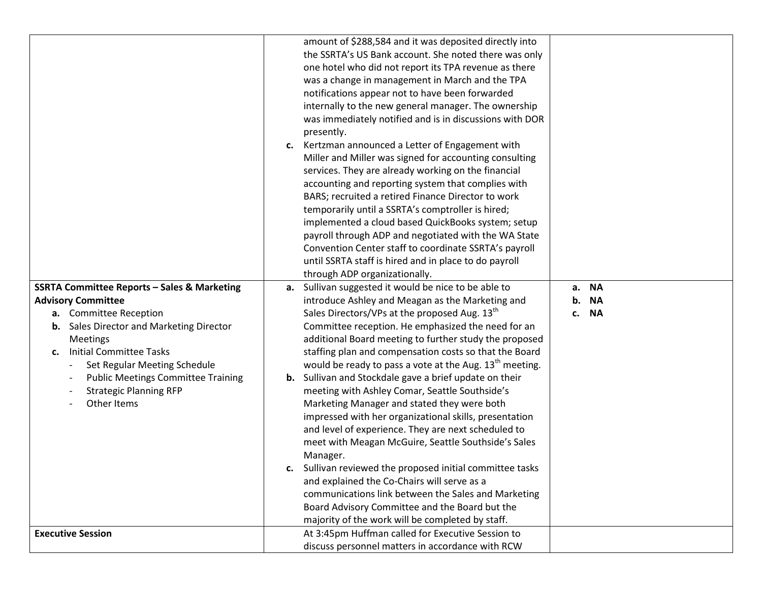| | | |
|---|---|---|
| | amount of $288,584 and it was deposited directly into the SSRTA's US Bank account. She noted there was only one hotel who did not report its TPA revenue as there was a change in management in March and the TPA notifications appear not to have been forwarded internally to the new general manager. The ownership was immediately notified and is in discussions with DOR presently.<br>**c.** Kertzman announced a Letter of Engagement with Miller and Miller was signed for accounting consulting services. They are already working on the financial accounting and reporting system that complies with BARS; recruited a retired Finance Director to work temporarily until a SSRTA's comptroller is hired; implemented a cloud based QuickBooks system; setup payroll through ADP and negotiated with the WA State Convention Center staff to coordinate SSRTA's payroll until SSRTA staff is hired and in place to do payroll through ADP organizationally. | |
| **SSRTA Committee Reports – Sales & Marketing Advisory Committee**<br>**a.** Committee Reception<br>**b.** Sales Director and Marketing Director Meetings<br>**c.** Initial Committee Tasks<br>- Set Regular Meeting Schedule<br>- Public Meetings Committee Training<br>- Strategic Planning RFP<br>- Other Items | **a.** Sullivan suggested it would be nice to be able to introduce Ashley and Meagan as the Marketing and Sales Directors/VPs at the proposed Aug. 13th Committee reception. He emphasized the need for an additional Board meeting to further study the proposed staffing plan and compensation costs so that the Board would be ready to pass a vote at the Aug. 13th meeting.<br>**b.** Sullivan and Stockdale gave a brief update on their meeting with Ashley Comar, Seattle Southside's Marketing Manager and stated they were both impressed with her organizational skills, presentation and level of experience. They are next scheduled to meet with Meagan McGuire, Seattle Southside's Sales Manager.<br>**c.** Sullivan reviewed the proposed initial committee tasks and explained the Co-Chairs will serve as a communications link between the Sales and Marketing Board Advisory Committee and the Board but the majority of the work will be completed by staff. | **a. NA**<br>**b. NA**<br>**c. NA** |
| **Executive Session** | At 3:45pm Huffman called for Executive Session to discuss personnel matters in accordance with RCW | |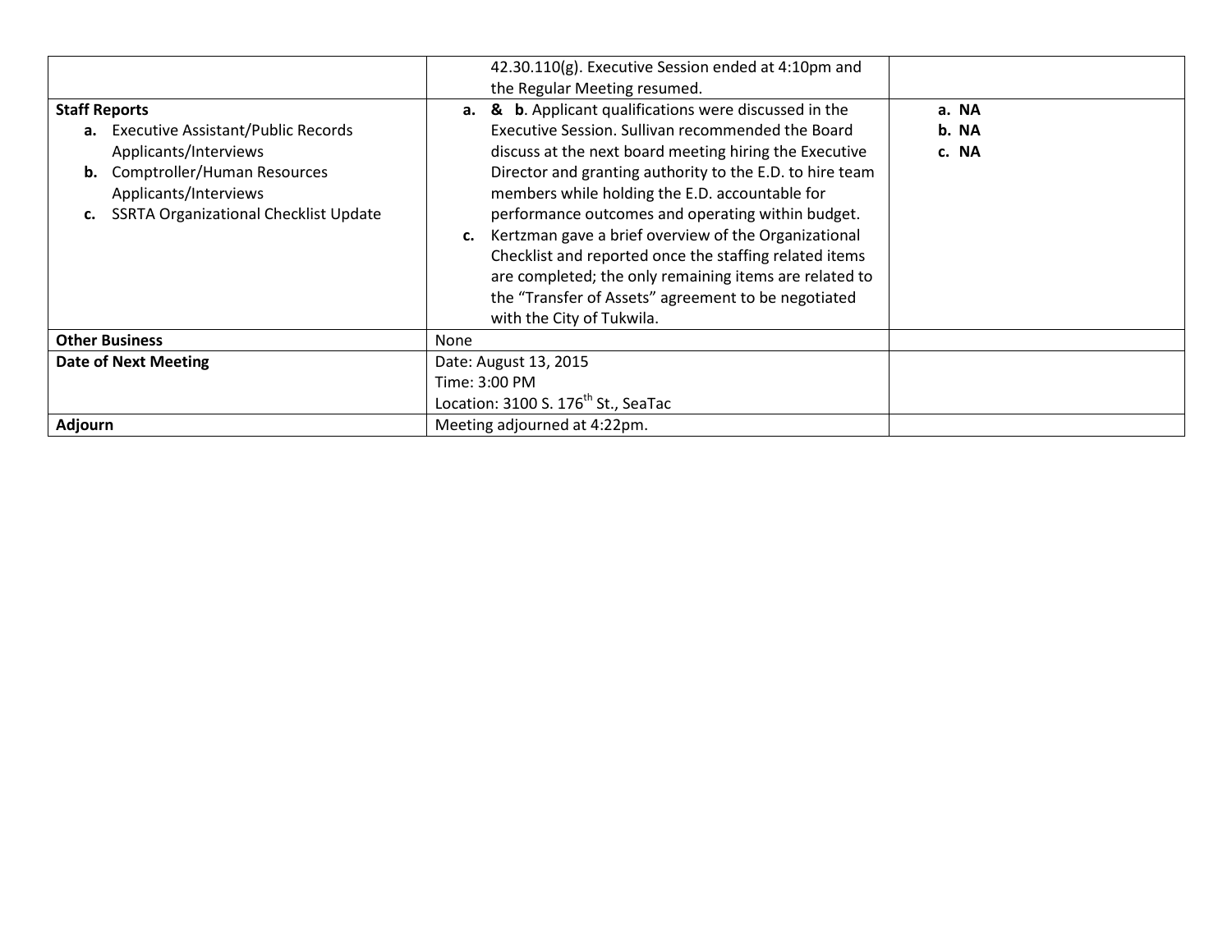| | | |
|---|---|---|
| | 42.30.110(g). Executive Session ended at 4:10pm and the Regular Meeting resumed. | |
| **Staff Reports**<br>**a.** Executive Assistant/Public Records Applicants/Interviews<br>**b.** Comptroller/Human Resources Applicants/Interviews<br>**c.** SSRTA Organizational Checklist Update | **a. & b**. Applicant qualifications were discussed in the Executive Session. Sullivan recommended the Board discuss at the next board meeting hiring the Executive Director and granting authority to the E.D. to hire team members while holding the E.D. accountable for performance outcomes and operating within budget.<br>**c.** Kertzman gave a brief overview of the Organizational Checklist and reported once the staffing related items are completed; the only remaining items are related to the "Transfer of Assets" agreement to be negotiated with the City of Tukwila. | **a. NA**<br>**b. NA**<br>**c. NA** |
| **Other Business** | None | |
| **Date of Next Meeting** | Date: August 13, 2015<br>Time: 3:00 PM<br>Location: 3100 S. 176th St., SeaTac | |
| **Adjourn** | Meeting adjourned at 4:22pm. | |